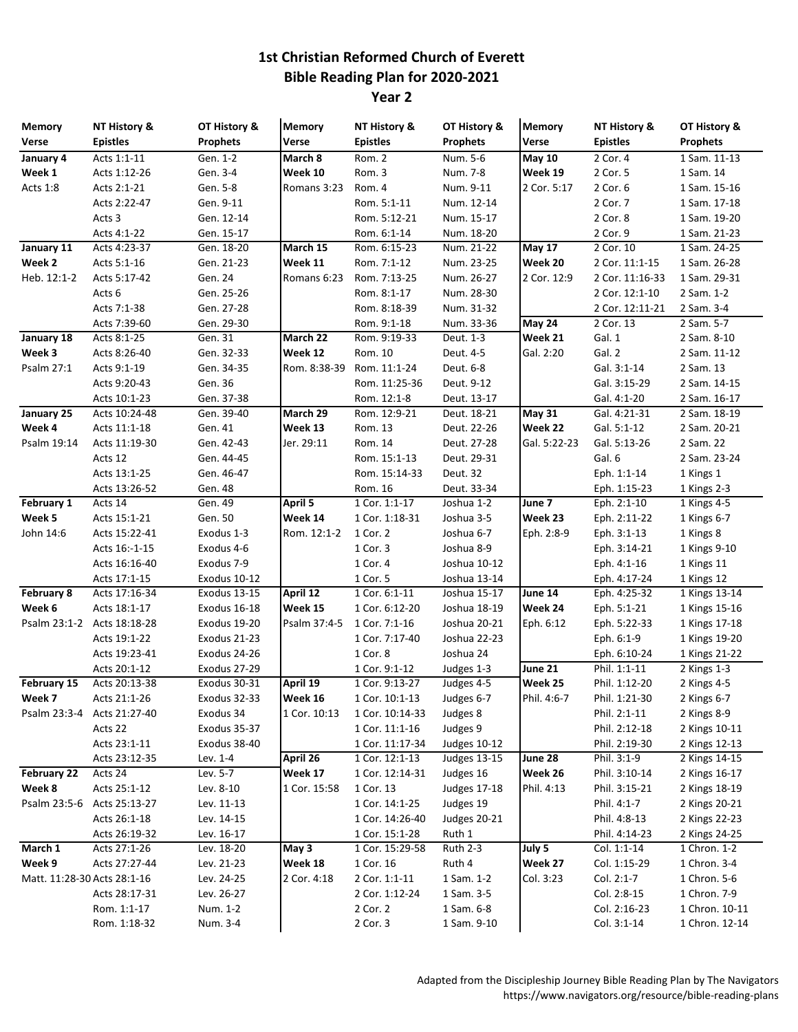# 1st Christian Reformed Church of Everett
## Bible Reading Plan for 2020-2021
### Year 2

| Memory Verse | NT History & Epistles | OT History & Prophets | Memory Verse | NT History & Epistles | OT History & Prophets | Memory Verse | NT History & Epistles | OT History & Prophets |
|---|---|---|---|---|---|---|---|---|
| **January 4** | Acts 1:1-11 | Gen. 1-2 | **March 8** | Rom. 2 | Num. 5-6 | **May 10** | 2 Cor. 4 | 1 Sam. 11-13 |
| **Week 1** | Acts 1:12-26 | Gen. 3-4 | **Week 10** | Rom. 3 | Num. 7-8 | **Week 19** | 2 Cor. 5 | 1 Sam. 14 |
| Acts 1:8 | Acts 2:1-21 | Gen. 5-8 | Romans 3:23 | Rom. 4 | Num. 9-11 | 2 Cor. 5:17 | 2 Cor. 6 | 1 Sam. 15-16 |
| | Acts 2:22-47 | Gen. 9-11 | | Rom. 5:1-11 | Num. 12-14 | | 2 Cor. 7 | 1 Sam. 17-18 |
| | Acts 3 | Gen. 12-14 | | Rom. 5:12-21 | Num. 15-17 | | 2 Cor. 8 | 1 Sam. 19-20 |
| | Acts 4:1-22 | Gen. 15-17 | | Rom. 6:1-14 | Num. 18-20 | | 2 Cor. 9 | 1 Sam. 21-23 |
| **January 11** | Acts 4:23-37 | Gen. 18-20 | **March 15** | Rom. 6:15-23 | Num. 21-22 | **May 17** | 2 Cor. 10 | 1 Sam. 24-25 |
| **Week 2** | Acts 5:1-16 | Gen. 21-23 | **Week 11** | Rom. 7:1-12 | Num. 23-25 | **Week 20** | 2 Cor. 11:1-15 | 1 Sam. 26-28 |
| Heb. 12:1-2 | Acts 5:17-42 | Gen. 24 | Romans 6:23 | Rom. 7:13-25 | Num. 26-27 | 2 Cor. 12:9 | 2 Cor. 11:16-33 | 1 Sam. 29-31 |
| | Acts 6 | Gen. 25-26 | | Rom. 8:1-17 | Num. 28-30 | | 2 Cor. 12:1-10 | 2 Sam. 1-2 |
| | Acts 7:1-38 | Gen. 27-28 | | Rom. 8:18-39 | Num. 31-32 | | 2 Cor. 12:11-21 | 2 Sam. 3-4 |
| | Acts 7:39-60 | Gen. 29-30 | | Rom. 9:1-18 | Num. 33-36 | **May 24** | 2 Cor. 13 | 2 Sam. 5-7 |
| **January 18** | Acts 8:1-25 | Gen. 31 | **March 22** | Rom. 9:19-33 | Deut. 1-3 | **Week 21** | Gal. 1 | 2 Sam. 8-10 |
| **Week 3** | Acts 8:26-40 | Gen. 32-33 | **Week 12** | Rom. 10 | Deut. 4-5 | Gal. 2:20 | Gal. 2 | 2 Sam. 11-12 |
| Psalm 27:1 | Acts 9:1-19 | Gen. 34-35 | Rom. 8:38-39 | Rom. 11:1-24 | Deut. 6-8 | | Gal. 3:1-14 | 2 Sam. 13 |
| | Acts 9:20-43 | Gen. 36 | | Rom. 11:25-36 | Deut. 9-12 | | Gal. 3:15-29 | 2 Sam. 14-15 |
| | Acts 10:1-23 | Gen. 37-38 | | Rom. 12:1-8 | Deut. 13-17 | | Gal. 4:1-20 | 2 Sam. 16-17 |
| **January 25** | Acts 10:24-48 | Gen. 39-40 | **March 29** | Rom. 12:9-21 | Deut. 18-21 | **May 31** | Gal. 4:21-31 | 2 Sam. 18-19 |
| **Week 4** | Acts 11:1-18 | Gen. 41 | **Week 13** | Rom. 13 | Deut. 22-26 | **Week 22** | Gal. 5:1-12 | 2 Sam. 20-21 |
| Psalm 19:14 | Acts 11:19-30 | Gen. 42-43 | Jer. 29:11 | Rom. 14 | Deut. 27-28 | Gal. 5:22-23 | Gal. 5:13-26 | 2 Sam. 22 |
| | Acts 12 | Gen. 44-45 | | Rom. 15:1-13 | Deut. 29-31 | | Gal. 6 | 2 Sam. 23-24 |
| | Acts 13:1-25 | Gen. 46-47 | | Rom. 15:14-33 | Deut. 32 | | Eph. 1:1-14 | 1 Kings 1 |
| | Acts 13:26-52 | Gen. 48 | | Rom. 16 | Deut. 33-34 | | Eph. 1:15-23 | 1 Kings 2-3 |
| **February 1** | Acts 14 | Gen. 49 | **April 5** | 1 Cor. 1:1-17 | Joshua 1-2 | **June 7** | Eph. 2:1-10 | 1 Kings 4-5 |
| **Week 5** | Acts 15:1-21 | Gen. 50 | **Week 14** | 1 Cor. 1:18-31 | Joshua 3-5 | **Week 23** | Eph. 2:11-22 | 1 Kings 6-7 |
| John 14:6 | Acts 15:22-41 | Exodus 1-3 | Rom. 12:1-2 | 1 Cor. 2 | Joshua 6-7 | Eph. 2:8-9 | Eph. 3:1-13 | 1 Kings 8 |
| | Acts 16:-1-15 | Exodus 4-6 | | 1 Cor. 3 | Joshua 8-9 | | Eph. 3:14-21 | 1 Kings 9-10 |
| | Acts 16:16-40 | Exodus 7-9 | | 1 Cor. 4 | Joshua 10-12 | | Eph. 4:1-16 | 1 Kings 11 |
| | Acts 17:1-15 | Exodus 10-12 | | 1 Cor. 5 | Joshua 13-14 | | Eph. 4:17-24 | 1 Kings 12 |
| **February 8** | Acts 17:16-34 | Exodus 13-15 | **April 12** | 1 Cor. 6:1-11 | Joshua 15-17 | **June 14** | Eph. 4:25-32 | 1 Kings 13-14 |
| **Week 6** | Acts 18:1-17 | Exodus 16-18 | **Week 15** | 1 Cor. 6:12-20 | Joshua 18-19 | **Week 24** | Eph. 5:1-21 | 1 Kings 15-16 |
| Psalm 23:1-2 | Acts 18:18-28 | Exodus 19-20 | Psalm 37:4-5 | 1 Cor. 7:1-16 | Joshua 20-21 | Eph. 6:12 | Eph. 5:22-33 | 1 Kings 17-18 |
| | Acts 19:1-22 | Exodus 21-23 | | 1 Cor. 7:17-40 | Joshua 22-23 | | Eph. 6:1-9 | 1 Kings 19-20 |
| | Acts 19:23-41 | Exodus 24-26 | | 1 Cor. 8 | Joshua 24 | | Eph. 6:10-24 | 1 Kings 21-22 |
| | Acts 20:1-12 | Exodus 27-29 | | 1 Cor. 9:1-12 | Judges 1-3 | **June 21** | Phil. 1:1-11 | 2 Kings 1-3 |
| **February 15** | Acts 20:13-38 | Exodus 30-31 | **April 19** | 1 Cor. 9:13-27 | Judges 4-5 | **Week 25** | Phil. 1:12-20 | 2 Kings 4-5 |
| **Week 7** | Acts 21:1-26 | Exodus 32-33 | **Week 16** | 1 Cor. 10:1-13 | Judges 6-7 | Phil. 4:6-7 | Phil. 1:21-30 | 2 Kings 6-7 |
| Psalm 23:3-4 | Acts 21:27-40 | Exodus 34 | 1 Cor. 10:13 | 1 Cor. 10:14-33 | Judges 8 | | Phil. 2:1-11 | 2 Kings 8-9 |
| | Acts 22 | Exodus 35-37 | | 1 Cor. 11:1-16 | Judges 9 | | Phil. 2:12-18 | 2 Kings 10-11 |
| | Acts 23:1-11 | Exodus 38-40 | | 1 Cor. 11:17-34 | Judges 10-12 | | Phil. 2:19-30 | 2 Kings 12-13 |
| | Acts 23:12-35 | Lev. 1-4 | **April 26** | 1 Cor. 12:1-13 | Judges 13-15 | **June 28** | Phil. 3:1-9 | 2 Kings 14-15 |
| **February 22** | Acts 24 | Lev. 5-7 | **Week 17** | 1 Cor. 12:14-31 | Judges 16 | **Week 26** | Phil. 3:10-14 | 2 Kings 16-17 |
| **Week 8** | Acts 25:1-12 | Lev. 8-10 | 1 Cor. 15:58 | 1 Cor. 13 | Judges 17-18 | Phil. 4:13 | Phil. 3:15-21 | 2 Kings 18-19 |
| Psalm 23:5-6 | Acts 25:13-27 | Lev. 11-13 | | 1 Cor. 14:1-25 | Judges 19 | | Phil. 4:1-7 | 2 Kings 20-21 |
| | Acts 26:1-18 | Lev. 14-15 | | 1 Cor. 14:26-40 | Judges 20-21 | | Phil. 4:8-13 | 2 Kings 22-23 |
| | Acts 26:19-32 | Lev. 16-17 | | 1 Cor. 15:1-28 | Ruth 1 | | Phil. 4:14-23 | 2 Kings 24-25 |
| **March 1** | Acts 27:1-26 | Lev. 18-20 | **May 3** | 1 Cor. 15:29-58 | Ruth 2-3 | **July 5** | Col. 1:1-14 | 1 Chron. 1-2 |
| **Week 9** | Acts 27:27-44 | Lev. 21-23 | **Week 18** | 1 Cor. 16 | Ruth 4 | **Week 27** | Col. 1:15-29 | 1 Chron. 3-4 |
| Matt. 11:28-30 | Acts 28:1-16 | Lev. 24-25 | 2 Cor. 4:18 | 2 Cor. 1:1-11 | 1 Sam. 1-2 | Col. 3:23 | Col. 2:1-7 | 1 Chron. 5-6 |
| | Acts 28:17-31 | Lev. 26-27 | | 2 Cor. 1:12-24 | 1 Sam. 3-5 | | Col. 2:8-15 | 1 Chron. 7-9 |
| | Rom. 1:1-17 | Num. 1-2 | | 2 Cor. 2 | 1 Sam. 6-8 | | Col. 2:16-23 | 1 Chron. 10-11 |
| | Rom. 1:18-32 | Num. 3-4 | | 2 Cor. 3 | 1 Sam. 9-10 | | Col. 3:1-14 | 1 Chron. 12-14 |

Adapted from the Discipleship Journey Bible Reading Plan by The Navigators
https://www.navigators.org/resource/bible-reading-plans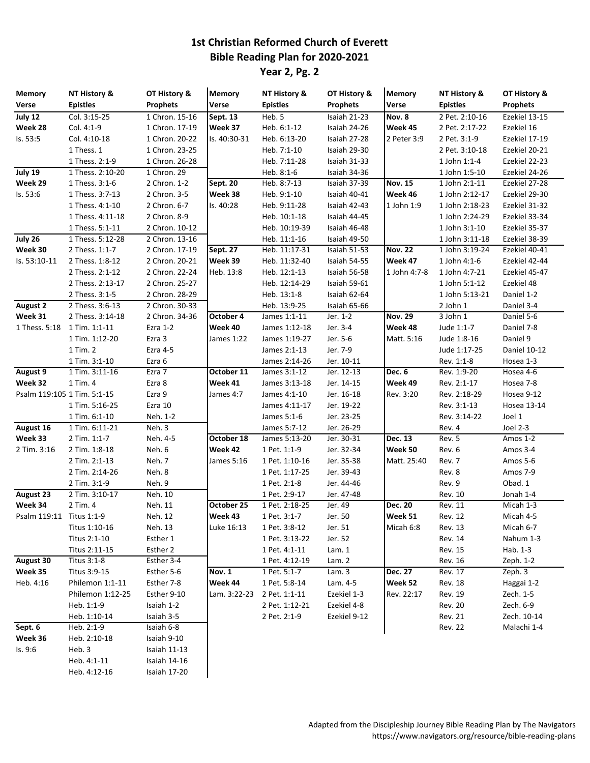# 1st Christian Reformed Church of Everett
## Bible Reading Plan for 2020-2021
### Year 2, Pg. 2

| Memory Verse | NT History & Epistles | OT History & Prophets | Memory Verse | NT History & Epistles | OT History & Prophets | Memory Verse | NT History & Epistles | OT History & Prophets |
|---|---|---|---|---|---|---|---|---|
| **July 12** | Col. 3:15-25 | 1 Chron. 15-16 | **Sept. 13** | Heb. 5 | Isaiah 21-23 | **Nov. 8** | 2 Pet. 2:10-16 | Ezekiel 13-15 |
| **Week 28** | Col. 4:1-9 | 1 Chron. 17-19 | **Week 37** | Heb. 6:1-12 | Isaiah 24-26 | **Week 45** | 2 Pet. 2:17-22 | Ezekiel 16 |
| Is. 53:5 | Col. 4:10-18 | 1 Chron. 20-22 | Is. 40:30-31 | Heb. 6:13-20 | Isaiah 27-28 | 2 Peter 3:9 | 2 Pet. 3:1-9 | Ezekiel 17-19 |
| | 1 Thess. 1 | 1 Chron. 23-25 | | Heb. 7:1-10 | Isaiah 29-30 | | 2 Pet. 3:10-18 | Ezekiel 20-21 |
| | 1 Thess. 2:1-9 | 1 Chron. 26-28 | | Heb. 7:11-28 | Isaiah 31-33 | | 1 John 1:1-4 | Ezekiel 22-23 |
| **July 19** | 1 Thess. 2:10-20 | 1 Chron. 29 | | Heb. 8:1-6 | Isaiah 34-36 | | 1 John 1:5-10 | Ezekiel 24-26 |
| **Week 29** | 1 Thess. 3:1-6 | 2 Chron. 1-2 | **Sept. 20** | Heb. 8:7-13 | Isaiah 37-39 | **Nov. 15** | 1 John 2:1-11 | Ezekiel 27-28 |
| Is. 53:6 | 1 Thess. 3:7-13 | 2 Chron. 3-5 | **Week 38** | Heb. 9:1-10 | Isaiah 40-41 | **Week 46** | 1 John 2:12-17 | Ezekiel 29-30 |
| | 1 Thess. 4:1-10 | 2 Chron. 6-7 | Is. 40:28 | Heb. 9:11-28 | Isaiah 42-43 | 1 John 1:9 | 1 John 2:18-23 | Ezekiel 31-32 |
| | 1 Thess. 4:11-18 | 2 Chron. 8-9 | | Heb. 10:1-18 | Isaiah 44-45 | | 1 John 2:24-29 | Ezekiel 33-34 |
| | 1 Thess. 5:1-11 | 2 Chron. 10-12 | | Heb. 10:19-39 | Isaiah 46-48 | | 1 John 3:1-10 | Ezekiel 35-37 |
| **July 26** | 1 Thess. 5:12-28 | 2 Chron. 13-16 | | Heb. 11:1-16 | Isaiah 49-50 | | 1 John 3:11-18 | Ezekiel 38-39 |
| **Week 30** | 2 Thess. 1:1-7 | 2 Chron. 17-19 | **Sept. 27** | Heb. 11:17-31 | Isaiah 51-53 | **Nov. 22** | 1 John 3:19-24 | Ezekiel 40-41 |
| Is. 53:10-11 | 2 Thess. 1:8-12 | 2 Chron. 20-21 | **Week 39** | Heb. 11:32-40 | Isaiah 54-55 | **Week 47** | 1 John 4:1-6 | Ezekiel 42-44 |
| | 2 Thess. 2:1-12 | 2 Chron. 22-24 | Heb. 13:8 | Heb. 12:1-13 | Isaiah 56-58 | 1 John 4:7-8 | 1 John 4:7-21 | Ezekiel 45-47 |
| | 2 Thess. 2:13-17 | 2 Chron. 25-27 | | Heb. 12:14-29 | Isaiah 59-61 | | 1 John 5:1-12 | Ezekiel 48 |
| | 2 Thess. 3:1-5 | 2 Chron. 28-29 | | Heb. 13:1-8 | Isaiah 62-64 | | 1 John 5:13-21 | Daniel 1-2 |
| **August 2** | 2 Thess. 3:6-13 | 2 Chron. 30-33 | | Heb. 13:9-25 | Isaiah 65-66 | | 2 John 1 | Daniel 3-4 |
| **Week 31** | 2 Thess. 3:14-18 | 2 Chron. 34-36 | **October 4** | James 1:1-11 | Jer. 1-2 | **Nov. 29** | 3 John 1 | Daniel 5-6 |
| 1 Thess. 5:18 | 1 Tim. 1:1-11 | Ezra 1-2 | **Week 40** | James 1:12-18 | Jer. 3-4 | **Week 48** | Jude 1:1-7 | Daniel 7-8 |
| | 1 Tim. 1:12-20 | Ezra 3 | James 1:22 | James 1:19-27 | Jer. 5-6 | Matt. 5:16 | Jude 1:8-16 | Daniel 9 |
| | 1 Tim. 2 | Ezra 4-5 | | James 2:1-13 | Jer. 7-9 | | Jude 1:17-25 | Daniel 10-12 |
| | 1 Tim. 3:1-10 | Ezra 6 | | James 2:14-26 | Jer. 10-11 | | Rev. 1:1-8 | Hosea 1-3 |
| **August 9** | 1 Tim. 3:11-16 | Ezra 7 | **October 11** | James 3:1-12 | Jer. 12-13 | **Dec. 6** | Rev. 1:9-20 | Hosea 4-6 |
| **Week 32** | 1 Tim. 4 | Ezra 8 | **Week 41** | James 3:13-18 | Jer. 14-15 | **Week 49** | Rev. 2:1-17 | Hosea 7-8 |
| Psalm 119:105 | 1 Tim. 5:1-15 | Ezra 9 | James 4:7 | James 4:1-10 | Jer. 16-18 | Rev. 3:20 | Rev. 2:18-29 | Hosea 9-12 |
| | 1 Tim. 5:16-25 | Ezra 10 | | James 4:11-17 | Jer. 19-22 | | Rev. 3:1-13 | Hosea 13-14 |
| | 1 Tim. 6:1-10 | Neh. 1-2 | | James 5:1-6 | Jer. 23-25 | | Rev. 3:14-22 | Joel 1 |
| **August 16** | 1 Tim. 6:11-21 | Neh. 3 | | James 5:7-12 | Jer. 26-29 | | Rev. 4 | Joel 2-3 |
| **Week 33** | 2 Tim. 1:1-7 | Neh. 4-5 | **October 18** | James 5:13-20 | Jer. 30-31 | **Dec. 13** | Rev. 5 | Amos 1-2 |
| 2 Tim. 3:16 | 2 Tim. 1:8-18 | Neh. 6 | **Week 42** | 1 Pet. 1:1-9 | Jer. 32-34 | **Week 50** | Rev. 6 | Amos 3-4 |
| | 2 Tim. 2:1-13 | Neh. 7 | James 5:16 | 1 Pet. 1:10-16 | Jer. 35-38 | Matt. 25:40 | Rev. 7 | Amos 5-6 |
| | 2 Tim. 2:14-26 | Neh. 8 | | 1 Pet. 1:17-25 | Jer. 39-43 | | Rev. 8 | Amos 7-9 |
| | 2 Tim. 3:1-9 | Neh. 9 | | 1 Pet. 2:1-8 | Jer. 44-46 | | Rev. 9 | Obad. 1 |
| **August 23** | 2 Tim. 3:10-17 | Neh. 10 | | 1 Pet. 2:9-17 | Jer. 47-48 | | Rev. 10 | Jonah 1-4 |
| **Week 34** | 2 Tim. 4 | Neh. 11 | **October 25** | 1 Pet. 2:18-25 | Jer. 49 | **Dec. 20** | Rev. 11 | Micah 1-3 |
| Psalm 119:11 | Titus 1:1-9 | Neh. 12 | **Week 43** | 1 Pet. 3:1-7 | Jer. 50 | **Week 51** | Rev. 12 | Micah 4-5 |
| | Titus 1:10-16 | Neh. 13 | Luke 16:13 | 1 Pet. 3:8-12 | Jer. 51 | Micah 6:8 | Rev. 13 | Micah 6-7 |
| | Titus 2:1-10 | Esther 1 | | 1 Pet. 3:13-22 | Jer. 52 | | Rev. 14 | Nahum 1-3 |
| | Titus 2:11-15 | Esther 2 | | 1 Pet. 4:1-11 | Lam. 1 | | Rev. 15 | Hab. 1-3 |
| **August 30** | Titus 3:1-8 | Esther 3-4 | | 1 Pet. 4:12-19 | Lam. 2 | | Rev. 16 | Zeph. 1-2 |
| **Week 35** | Titus 3:9-15 | Esther 5-6 | **Nov. 1** | 1 Pet. 5:1-7 | Lam. 3 | **Dec. 27** | Rev. 17 | Zeph. 3 |
| Heb. 4:16 | Philemon 1:1-11 | Esther 7-8 | **Week 44** | 1 Pet. 5:8-14 | Lam. 4-5 | **Week 52** | Rev. 18 | Haggai 1-2 |
| | Philemon 1:12-25 | Esther 9-10 | Lam. 3:22-23 | 2 Pet. 1:1-11 | Ezekiel 1-3 | Rev. 22:17 | Rev. 19 | Zech. 1-5 |
| | Heb. 1:1-9 | Isaiah 1-2 | | 2 Pet. 1:12-21 | Ezekiel 4-8 | | Rev. 20 | Zech. 6-9 |
| | Heb. 1:10-14 | Isaiah 3-5 | | 2 Pet. 2:1-9 | Ezekiel 9-12 | | Rev. 21 | Zech. 10-14 |
| **Sept. 6** | Heb. 2:1-9 | Isaiah 6-8 | | | | | Rev. 22 | Malachi 1-4 |
| **Week 36** | Heb. 2:10-18 | Isaiah 9-10 | | | | | | |
| Is. 9:6 | Heb. 3 | Isaiah 11-13 | | | | | | |
| | Heb. 4:1-11 | Isaiah 14-16 | | | | | | |
| | Heb. 4:12-16 | Isaiah 17-20 | | | | | | |

Adapted from the Discipleship Journey Bible Reading Plan by The Navigators
https://www.navigators.org/resource/bible-reading-plans